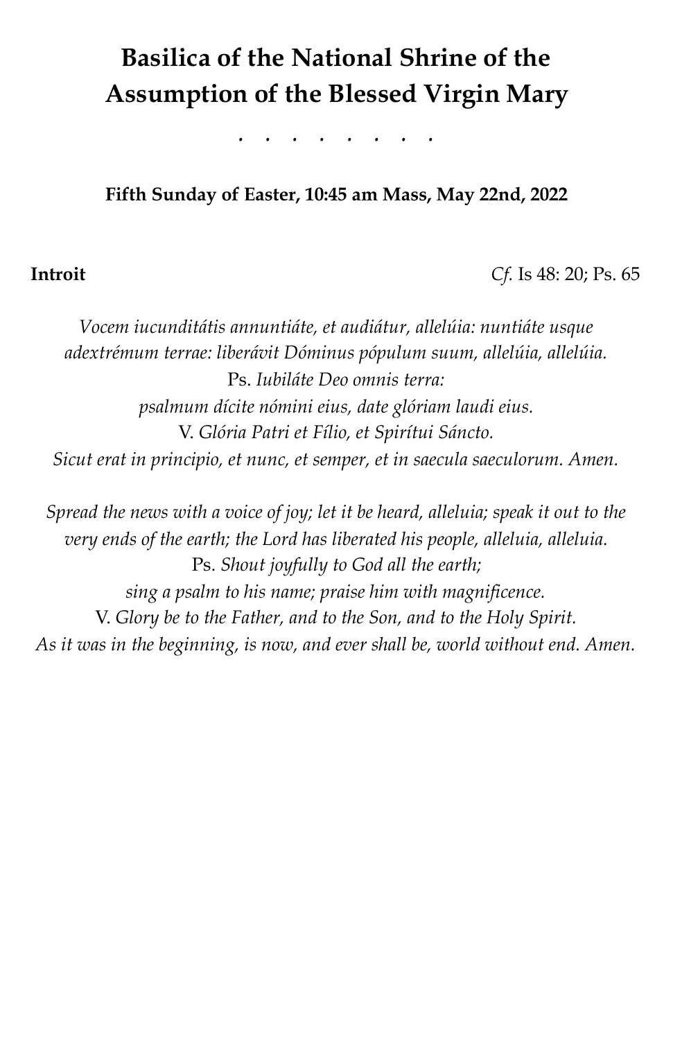# Basilica of the National Shrine of the Assumption of the Blessed Virgin Mary

. . . . . . . . .

**Fifth Sunday of Easter, 10:45 am Mass, May 22nd, 2022**

**Introit** *Cf.* Is 48: 20; Ps. 65

*Vocem iucunditátis annuntiáte, et audiátur, allelúia: nuntiáte usque adextrémum terrae: liberávit Dóminus pópulum suum, allelúia, allelúia.*
Ps. *Iubiláte Deo omnis terra:*
*psalmum dícite nómini eius, date glóriam laudi eius.*
V. *Glória Patri et Fílio, et Spirítui Sáncto.*
*Sicut erat in principio, et nunc, et semper, et in saecula saeculorum. Amen.*

*Spread the news with a voice of joy; let it be heard, alleluia; speak it out to the very ends of the earth; the Lord has liberated his people, alleluia, alleluia.*
Ps. *Shout joyfully to God all the earth;*
*sing a psalm to his name; praise him with magnificence.*
V. *Glory be to the Father, and to the Son, and to the Holy Spirit.*
*As it was in the beginning, is now, and ever shall be, world without end. Amen.*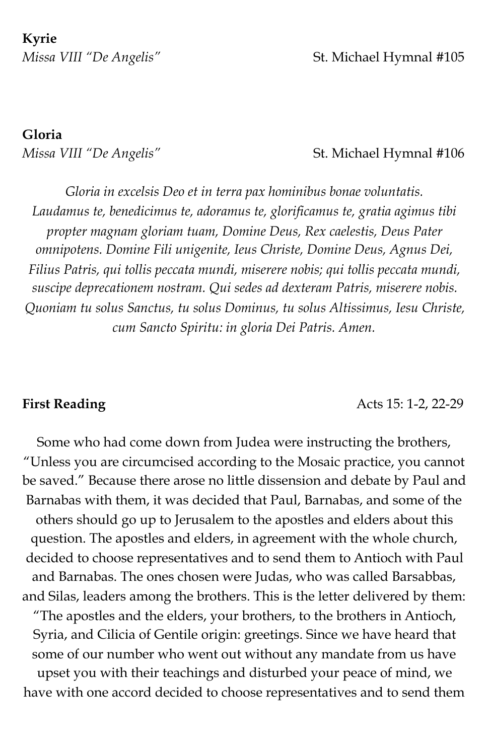**Kyrie**

*Missa VIII "De Angelis"* St. Michael Hymnal #105

**Gloria**

*Missa VIII "De Angelis"* St. Michael Hymnal #106

*Gloria in excelsis Deo et in terra pax hominibus bonae voluntatis. Laudamus te, benedicimus te, adoramus te, glorificamus te, gratia agimus tibi propter magnam gloriam tuam, Domine Deus, Rex caelestis, Deus Pater omnipotens. Domine Fili unigenite, Ieus Christe, Domine Deus, Agnus Dei, Filius Patris, qui tollis peccata mundi, miserere nobis; qui tollis peccata mundi, suscipe deprecationem nostram. Qui sedes ad dexteram Patris, miserere nobis. Quoniam tu solus Sanctus, tu solus Dominus, tu solus Altissimus, Iesu Christe, cum Sancto Spiritu: in gloria Dei Patris. Amen.*

**First Reading** Acts 15: 1-2, 22-29

Some who had come down from Judea were instructing the brothers, "Unless you are circumcised according to the Mosaic practice, you cannot be saved." Because there arose no little dissension and debate by Paul and Barnabas with them, it was decided that Paul, Barnabas, and some of the others should go up to Jerusalem to the apostles and elders about this question. The apostles and elders, in agreement with the whole church, decided to choose representatives and to send them to Antioch with Paul and Barnabas. The ones chosen were Judas, who was called Barsabbas, and Silas, leaders among the brothers. This is the letter delivered by them: "The apostles and the elders, your brothers, to the brothers in Antioch, Syria, and Cilicia of Gentile origin: greetings. Since we have heard that some of our number who went out without any mandate from us have upset you with their teachings and disturbed your peace of mind, we have with one accord decided to choose representatives and to send them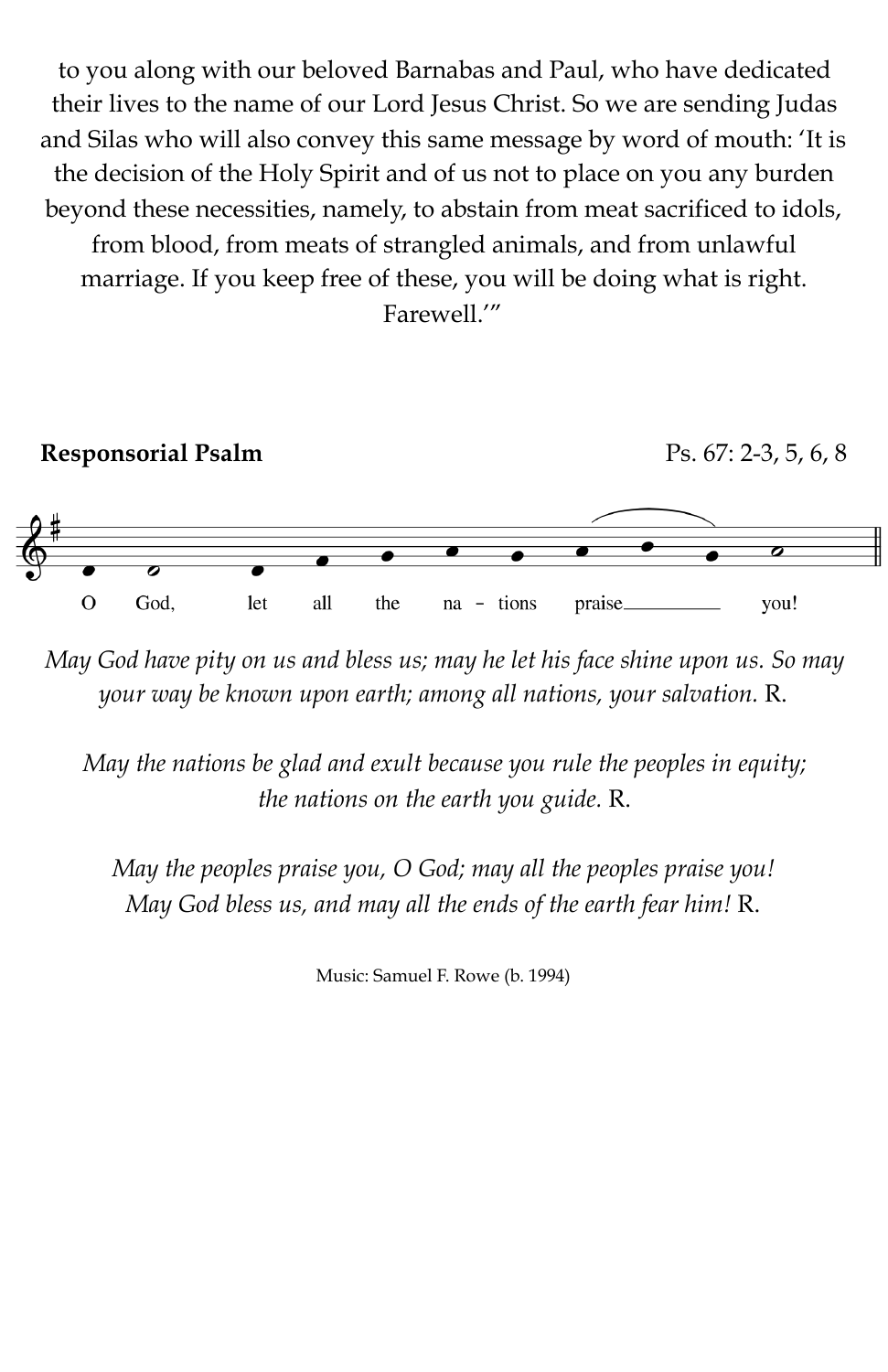to you along with our beloved Barnabas and Paul, who have dedicated their lives to the name of our Lord Jesus Christ. So we are sending Judas and Silas who will also convey this same message by word of mouth: 'It is the decision of the Holy Spirit and of us not to place on you any burden beyond these necessities, namely, to abstain from meat sacrificed to idols, from blood, from meats of strangled animals, and from unlawful marriage. If you keep free of these, you will be doing what is right. Farewell.'"

**Responsorial Psalm** Ps. 67: 2-3, 5, 6, 8

O God, let all the na – tions praise you!

*May God have pity on us and bless us; may he let his face shine upon us. So may your way be known upon earth; among all nations, your salvation.* R.

*May the nations be glad and exult because you rule the peoples in equity; the nations on the earth you guide.* R.

*May the peoples praise you, O God; may all the peoples praise you! May God bless us, and may all the ends of the earth fear him!* R.

Music: Samuel F. Rowe (b. 1994)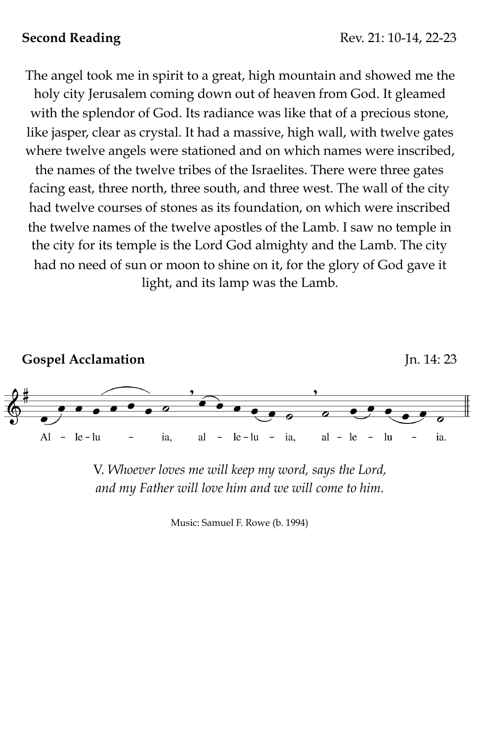**Second Reading** Rev. 21: 10-14, 22-23

The angel took me in spirit to a great, high mountain and showed me the holy city Jerusalem coming down out of heaven from God. It gleamed with the splendor of God. Its radiance was like that of a precious stone, like jasper, clear as crystal. It had a massive, high wall, with twelve gates where twelve angels were stationed and on which names were inscribed, the names of the twelve tribes of the Israelites. There were three gates facing east, three north, three south, and three west. The wall of the city had twelve courses of stones as its foundation, on which were inscribed the twelve names of the twelve apostles of the Lamb. I saw no temple in the city for its temple is the Lord God almighty and the Lamb. The city had no need of sun or moon to shine on it, for the glory of God gave it light, and its lamp was the Lamb.

**Gospel Acclamation** Jn. 14: 23

Al – le – lu – ia, al – le – lu – ia, al – le – lu – ia.

V. *Whoever loves me will keep my word, says the Lord, and my Father will love him and we will come to him.*

Music: Samuel F. Rowe (b. 1994)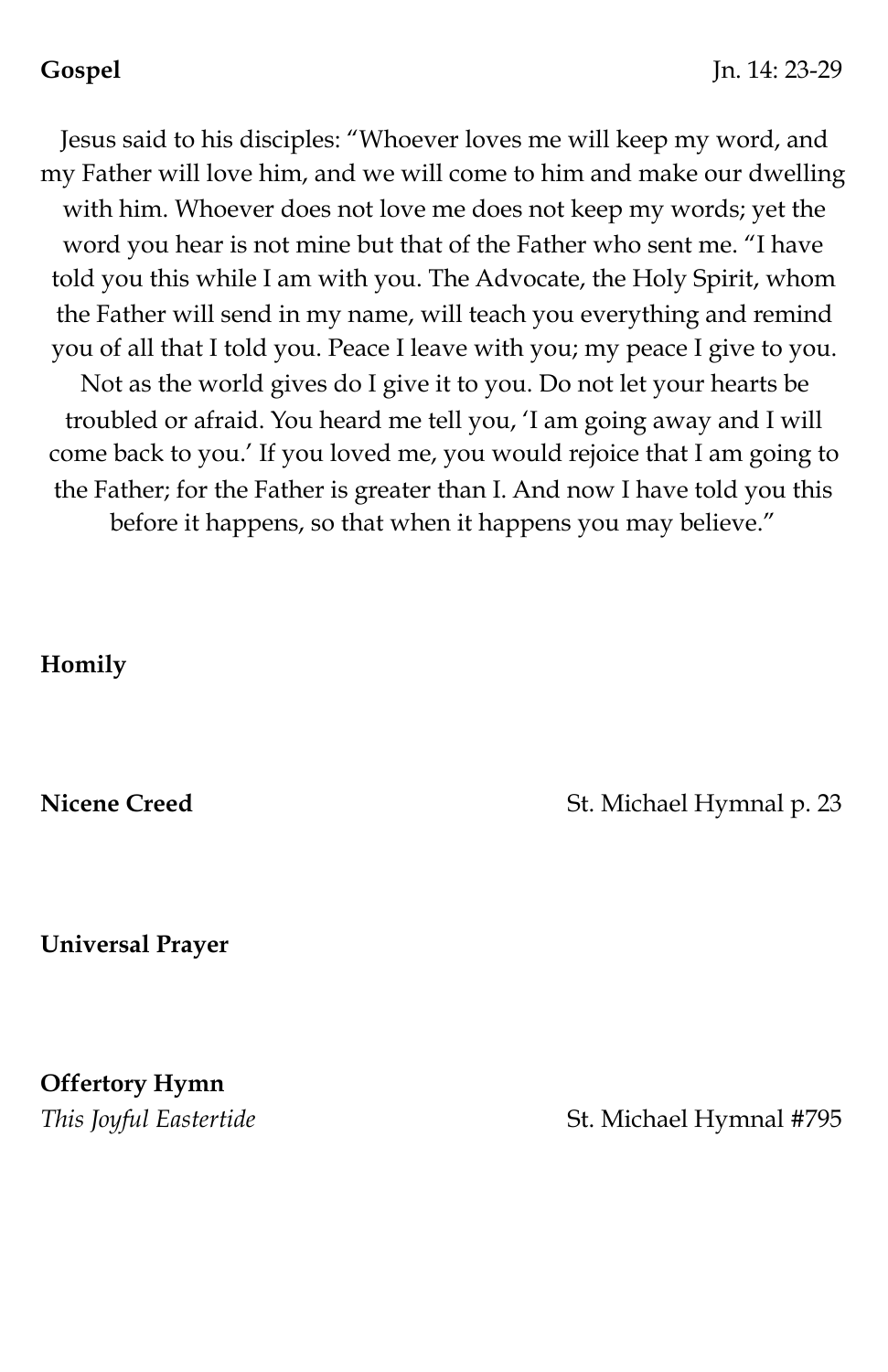**Gospel** Jn. 14: 23-29

Jesus said to his disciples: "Whoever loves me will keep my word, and my Father will love him, and we will come to him and make our dwelling with him. Whoever does not love me does not keep my words; yet the word you hear is not mine but that of the Father who sent me. "I have told you this while I am with you. The Advocate, the Holy Spirit, whom the Father will send in my name, will teach you everything and remind you of all that I told you. Peace I leave with you; my peace I give to you. Not as the world gives do I give it to you. Do not let your hearts be troubled or afraid. You heard me tell you, 'I am going away and I will come back to you.' If you loved me, you would rejoice that I am going to the Father; for the Father is greater than I. And now I have told you this before it happens, so that when it happens you may believe."

**Homily**

**Nicene Creed** St. Michael Hymnal p. 23

**Universal Prayer**

**Offertory Hymn**
*This Joyful Eastertide* St. Michael Hymnal #795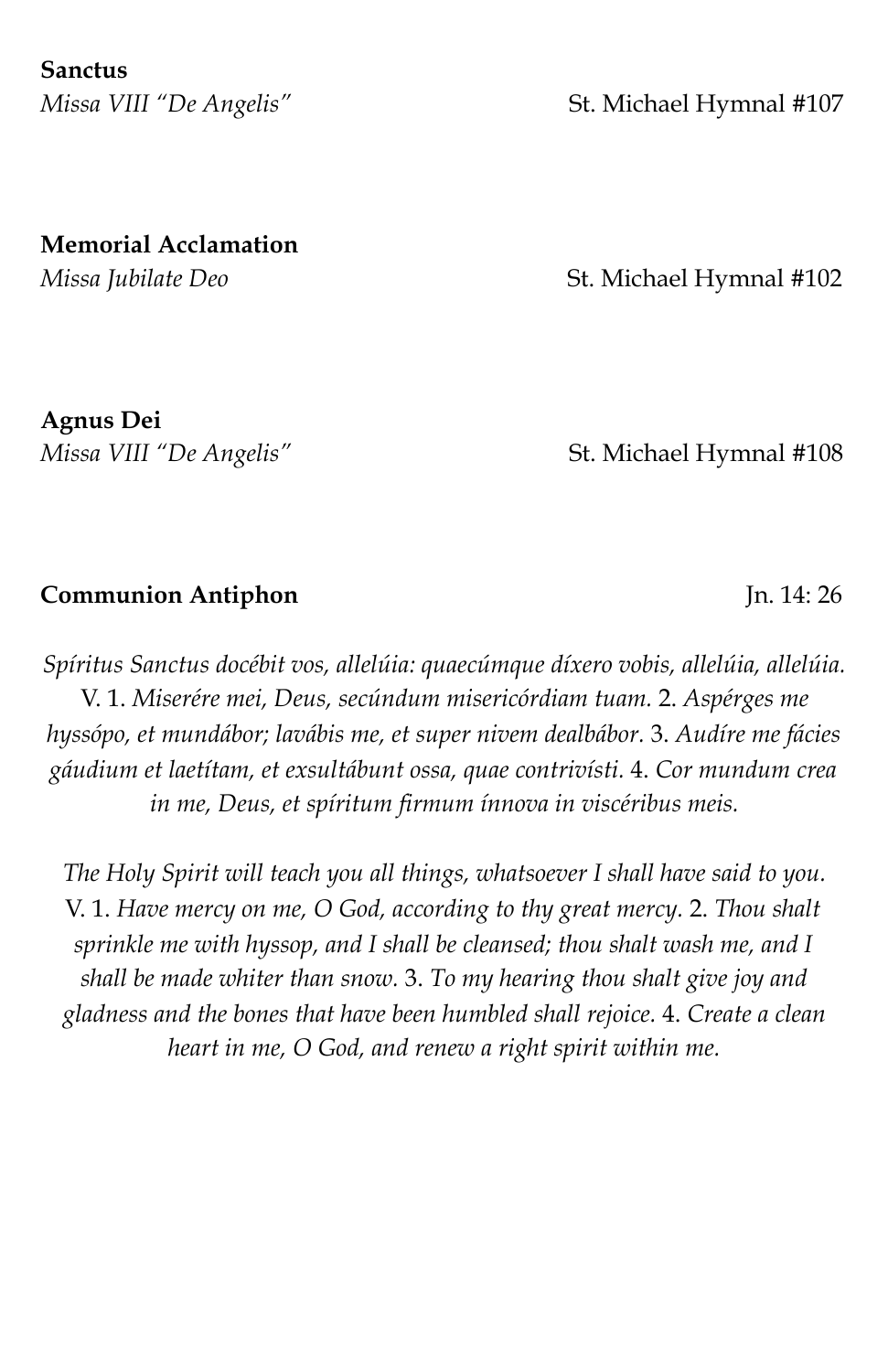**Sanctus**
*Missa VIII "De Angelis"* St. Michael Hymnal #107

**Memorial Acclamation**
*Missa Jubilate Deo* St. Michael Hymnal #102

**Agnus Dei**
*Missa VIII "De Angelis"* St. Michael Hymnal #108

**Communion Antiphon** Jn. 14: 26

*Spíritus Sanctus docébit vos, allelúia: quaecúmque díxero vobis, allelúia, allelúia.* V. 1. *Miserére mei, Deus, secúndum misericórdiam tuam.* 2. *Aspérges me hyssópo, et mundábor; lavábis me, et super nivem dealbábor.* 3. *Audíre me fácies gáudium et laetítam, et exsultábunt ossa, quae contrivísti.* 4. *Cor mundum crea in me, Deus, et spíritum firmum ínnova in viscéribus meis.*

*The Holy Spirit will teach you all things, whatsoever I shall have said to you.* V. 1. *Have mercy on me, O God, according to thy great mercy.* 2. *Thou shalt sprinkle me with hyssop, and I shall be cleansed; thou shalt wash me, and I shall be made whiter than snow.* 3. *To my hearing thou shalt give joy and gladness and the bones that have been humbled shall rejoice.* 4. *Create a clean heart in me, O God, and renew a right spirit within me.*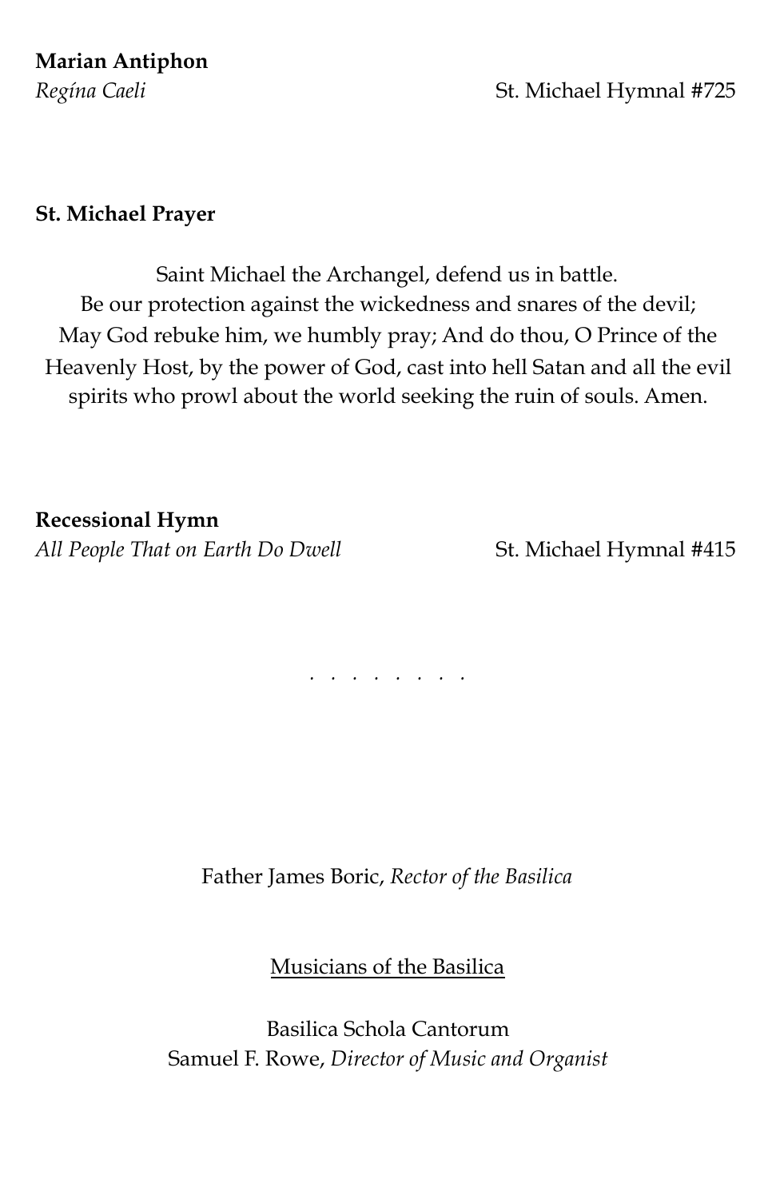**Marian Antiphon**

*Regína Caeli* St. Michael Hymnal #725

**St. Michael Prayer**

Saint Michael the Archangel, defend us in battle.
Be our protection against the wickedness and snares of the devil;
May God rebuke him, we humbly pray; And do thou, O Prince of the Heavenly Host, by the power of God, cast into hell Satan and all the evil spirits who prowl about the world seeking the ruin of souls. Amen.

**Recessional Hymn**

*All People That on Earth Do Dwell* St. Michael Hymnal #415

. . . . . . . . .

Father James Boric, *Rector of the Basilica*

Musicians of the Basilica

Basilica Schola Cantorum
Samuel F. Rowe, *Director of Music and Organist*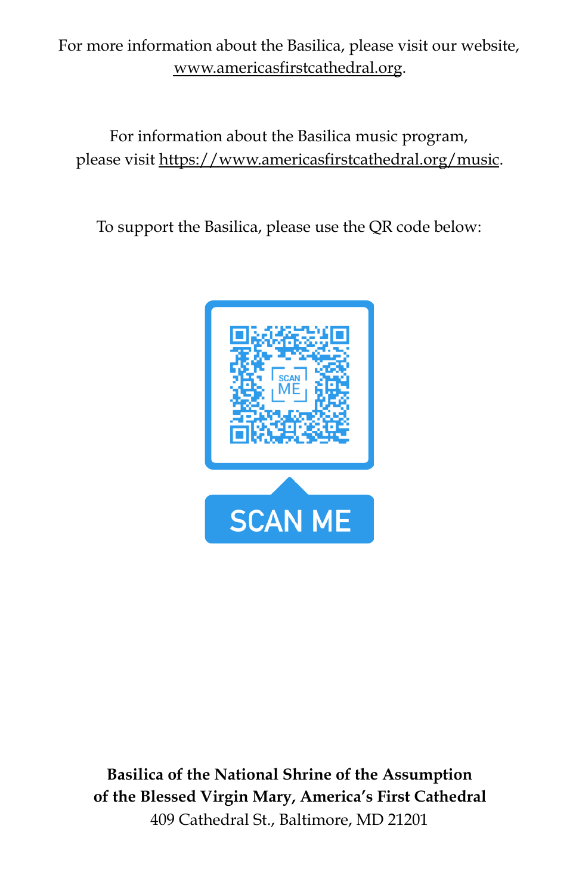For more information about the Basilica, please visit our website, www.americasfirstcathedral.org.

For information about the Basilica music program, please visit https://www.americasfirstcathedral.org/music.

To support the Basilica, please use the QR code below:

SCAN ME

**Basilica of the National Shrine of the Assumption of the Blessed Virgin Mary, America's First Cathedral**
409 Cathedral St., Baltimore, MD 21201